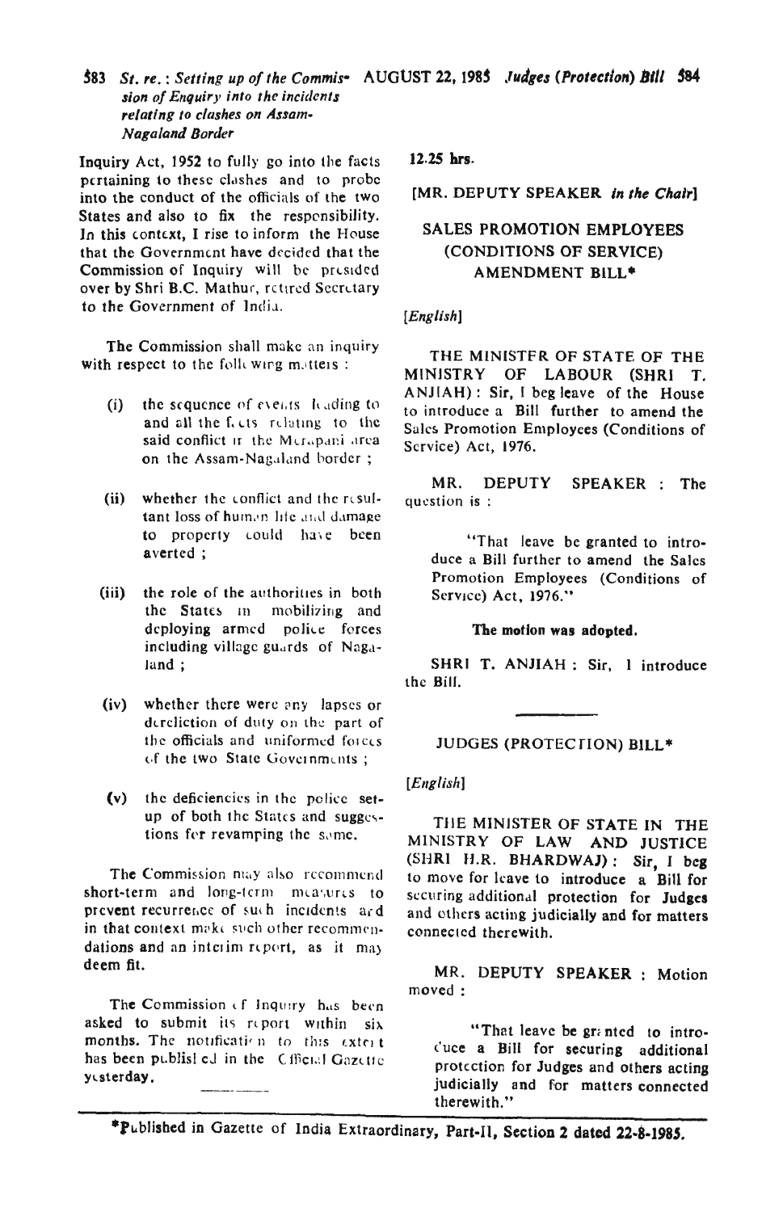Inquiry Act, 1952 to fully go into the facts pertaining to these clashes and to probe into the conduct of the officials of the two States and also to fix the responsibility. In this context, I rise to inform the House that the Government have decided that the Commission of Inquiry will be presided over by Shri B.C. Mathur, retired Secretary to the Government of India.

The Commission shall make an inquiry with respect to the following matters :

(i) the sequence of events leading to and all the facts relating to the said conflict in the Merapani area on the Assam-Nagaland border ;

(ii) whether the conflict and the resultant loss of human life and damage to property could have been averted ;

(iii) the role of the authorities in both the States in mobilizing and deploying armed police forces including village guards of Nagaland ;

(iv) whether there were any lapses or dereliction of duty on the part of the officials and uniformed forces of the two State Governments ;

(v) the deficiencies in the police set-up of both the States and suggestions for revamping the same.

The Commission may also recommend short-term and long-term measures to prevent recurrence of such incidents and in that context make such other recommendations and an interim report, as it may deem fit.

The Commission of Inquiry has been asked to submit its report within six months. The notification to this extent has been published in the Official Gazette yesterday.

**12.25 hrs.**

[MR. DEPUTY SPEAKER *in the Chair*]

## SALES PROMOTION EMPLOYEES (CONDITIONS OF SERVICE) AMENDMENT BILL*

*[English]*

THE MINISTER OF STATE OF THE MINISTRY OF LABOUR (SHRI T. ANJIAH) : Sir, I beg leave of the House to introduce a Bill further to amend the Sales Promotion Employees (Conditions of Service) Act, 1976.

MR. DEPUTY SPEAKER : The question is :

> "That leave be granted to introduce a Bill further to amend the Sales Promotion Employees (Conditions of Service) Act, 1976."

**The motion was adopted.**

SHRI T. ANJIAH : Sir, I introduce the Bill.

## JUDGES (PROTECTION) BILL*

*[English]*

THE MINISTER OF STATE IN THE MINISTRY OF LAW AND JUSTICE (SHRI H.R. BHARDWAJ) : Sir, I beg to move for leave to introduce a Bill for securing additional protection for Judges and others acting judicially and for matters connected therewith.

MR. DEPUTY SPEAKER : Motion moved :

> "That leave be granted to introduce a Bill for securing additional protection for Judges and others acting judicially and for matters connected therewith."

*Published in Gazette of India Extraordinary, Part-II, Section 2 dated 22-8-1985.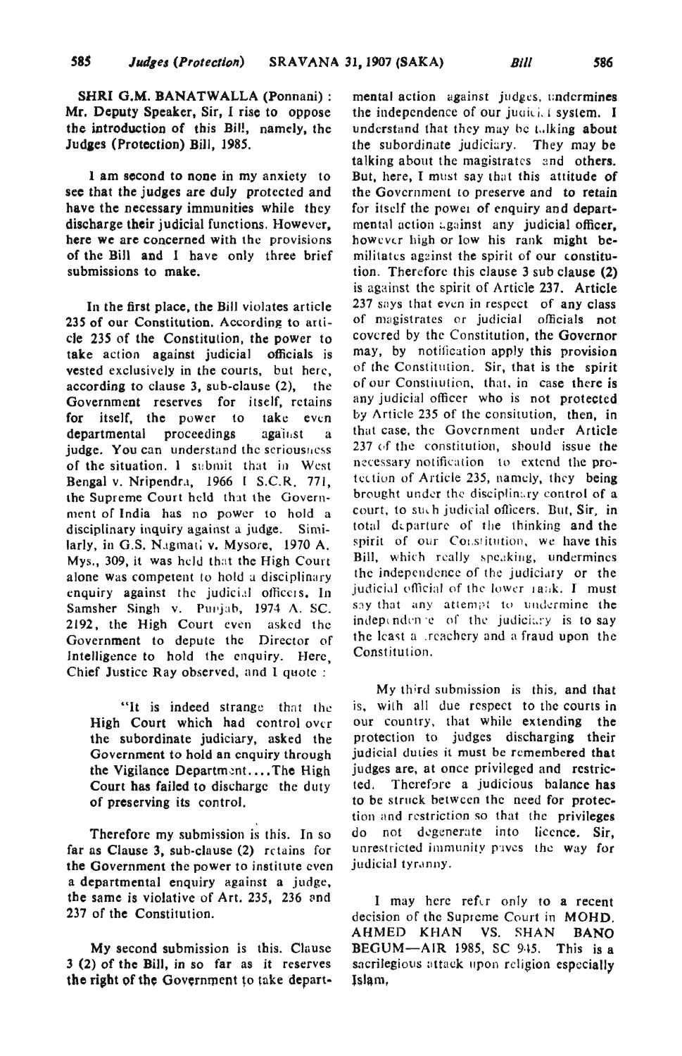**SHRI G.M. BANATWALLA** (Ponnani) : Mr. Deputy Speaker, Sir, I rise to oppose the introduction of this Bill, namely, the Judges (Protection) Bill, 1985.

I am second to none in my anxiety to see that the judges are duly protected and have the necessary immunities while they discharge their judicial functions. However, here we are concerned with the provisions of the Bill and I have only three brief submissions to make.

In the first place, the Bill violates article 235 of our Constitution. According to article 235 of the Constitution, the power to take action against judicial officials is vested exclusively in the courts, but here, according to clause 3, sub-clause (2), the Government reserves for itself, retains for itself, the power to take even departmental proceedings against a judge. You can understand the seriousness of the situation. I submit that in West Bengal v. Nripendra, 1966 I S.C.R. 771, the Supreme Court held that the Government of India has no power to hold a disciplinary inquiry against a judge. Similarly, in G.S. Nagmati v. Mysore, 1970 A. Mys., 309, it was held that the High Court alone was competent to hold a disciplinary enquiry against the judicial officers. In Samsher Singh v. Punjab, 1974 A. SC. 2192, the High Court even asked the Government to depute the Director of Intelligence to hold the enquiry. Here, Chief Justice Ray observed, and I quote :

> "It is indeed strange that the High Court which had control over the subordinate judiciary, asked the Government to hold an enquiry through the Vigilance Department....The High Court has failed to discharge the duty of preserving its control.

Therefore my submission is this. In so far as Clause 3, sub-clause (2) retains for the Government the power to institute even a departmental enquiry against a judge, the same is violative of Art. 235, 236 and 237 of the Constitution.

My second submission is this. Clause 3 (2) of the Bill, in so far as it reserves the right of the Government to take departmental action against judges, undermines the independence of our judicial system. I understand that they may be talking about the subordinate judiciary. They may be talking about the magistrates and others. But, here, I must say that this attitude of the Government to preserve and to retain for itself the power of enquiry and departmental action against any judicial officer, however high or low his rank might be-militates against the spirit of our constitution. Therefore this clause 3 sub clause (2) is against the spirit of Article 237. Article 237 says that even in respect of any class of magistrates or judicial officials not covered by the Constitution, the Governor may, by notification apply this provision of the Constitution. Sir, that is the spirit of our Constitution, that, in case there is any judicial officer who is not protected by Article 235 of the consitution, then, in that case, the Government under Article 237 of the constitution, should issue the necessary notification to extend the protection of Article 235, namely, they being brought under the disciplinary control of a court, to such judicial officers. But, Sir, in total departure of the thinking and the spirit of our Constitution, we have this Bill, which really speaking, undermines the independence of the judiciary or the judicial official of the lower rank. I must say that any attempt to undermine the independence of the judiciary is to say the least a treachery and a fraud upon the Constitution.

My third submission is this, and that is, with all due respect to the courts in our country, that while extending the protection to judges discharging their judicial duties it must be remembered that judges are, at once privileged and restricted. Therefore a judicious balance has to be struck between the need for protection and restriction so that the privileges do not degenerate into licence. Sir, unrestricted immunity paves the way for judicial tyranny.

I may here refer only to a recent decision of the Supreme Court in MOHD. AHMED KHAN VS. SHAN BANO BEGUM—AIR 1985, SC 945. This is a sacrilegious attack upon religion especially Islam,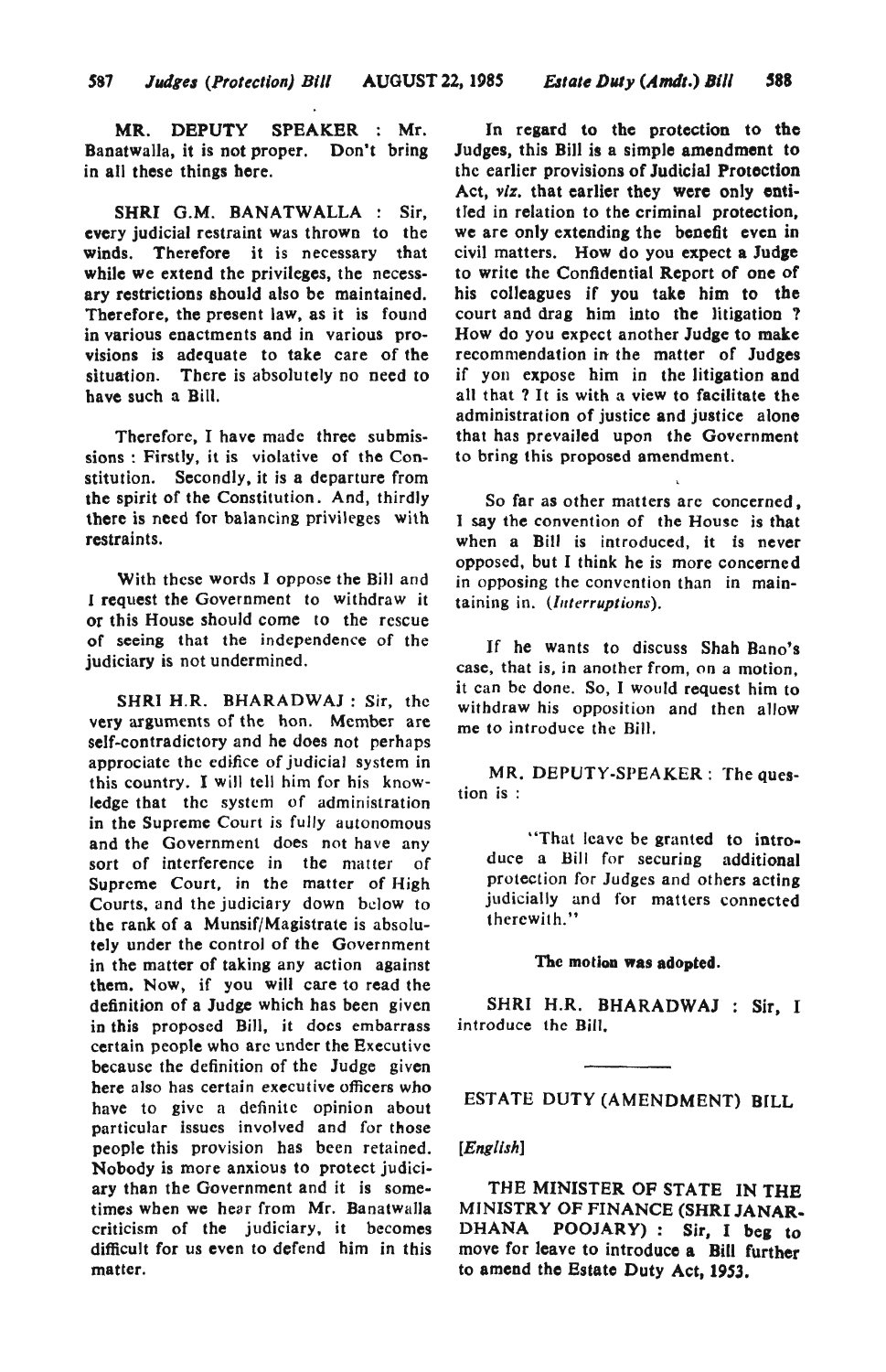MR. DEPUTY SPEAKER : Mr. Banatwalla, it is not proper. Don't bring in all these things here.

SHRI G.M. BANATWALLA : Sir, every judicial restraint was thrown to the winds. Therefore it is necessary that while we extend the privileges, the necessary restrictions should also be maintained. Therefore, the present law, as it is found in various enactments and in various provisions is adequate to take care of the situation. There is absolutely no need to have such a Bill.

Therefore, I have made three submissions : Firstly, it is violative of the Constitution. Secondly, it is a departure from the spirit of the Constitution. And, thirdly there is need for balancing privileges with restraints.

With these words I oppose the Bill and I request the Government to withdraw it or this House should come to the rescue of seeing that the independence of the judiciary is not undermined.

SHRI H.R. BHARADWAJ : Sir, the very arguments of the hon. Member are self-contradictory and he does not perhaps appreciate the edifice of judicial system in this country. I will tell him for his knowledge that the system of administration in the Supreme Court is fully autonomous and the Government does not have any sort of interference in the matter of Supreme Court, in the matter of High Courts, and the judiciary down below to the rank of a Munsif/Magistrate is absolutely under the control of the Government in the matter of taking any action against them. Now, if you will care to read the definition of a Judge which has been given in this proposed Bill, it does embarrass certain people who are under the Executive because the definition of the Judge given here also has certain executive officers who have to give a definite opinion about particular issues involved and for those people this provision has been retained. Nobody is more anxious to protect judiciary than the Government and it is sometimes when we hear from Mr. Banatwalla criticism of the judiciary, it becomes difficult for us even to defend him in this matter.

In regard to the protection to the Judges, this Bill is a simple amendment to the earlier provisions of Judicial Protection Act, *viz.* that earlier they were only entitled in relation to the criminal protection, we are only extending the benefit even in civil matters. How do you expect a Judge to write the Confidential Report of one of his colleagues if you take him to the court and drag him into the litigation ? How do you expect another Judge to make recommendation in the matter of Judges if you expose him in the litigation and all that ? It is with a view to facilitate the administration of justice and justice alone that has prevailed upon the Government to bring this proposed amendment.

So far as other matters are concerned, I say the convention of the House is that when a Bill is introduced, it is never opposed, but I think he is more concerned in opposing the convention than in maintaining in. (*Interruptions*).

If he wants to discuss Shah Bano's case, that is, in another from, on a motion, it can be done. So, I would request him to withdraw his opposition and then allow me to introduce the Bill.

MR. DEPUTY-SPEAKER : The question is :

> "That leave be granted to introduce a Bill for securing additional protection for Judges and others acting judicially and for matters connected therewith."

**The motion was adopted.**

SHRI H.R. BHARADWAJ : Sir, I introduce the Bill.

---

## ESTATE DUTY (AMENDMENT) BILL

*[English]*

**THE MINISTER OF STATE IN THE MINISTRY OF FINANCE (SHRI JANARDHANA POOJARY) : Sir, I beg to move for leave to introduce a Bill further to amend the Estate Duty Act, 1953.**